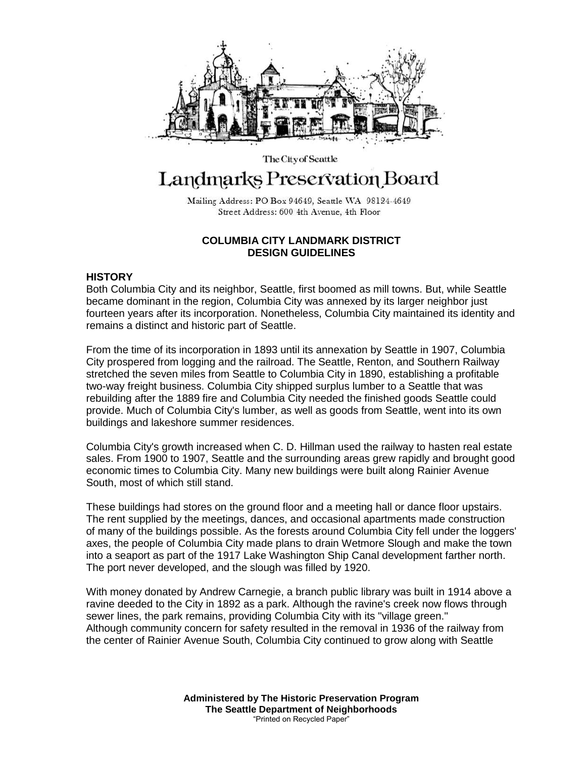The City of Seattle

# Landmarks Preservation Board

Mailing Address: PO Box 94649, Seattle WA 98124-4649
Street Address: 600 4th Avenue, 4th Floor

## COLUMBIA CITY LANDMARK DISTRICT DESIGN GUIDELINES

### HISTORY

Both Columbia City and its neighbor, Seattle, first boomed as mill towns. But, while Seattle became dominant in the region, Columbia City was annexed by its larger neighbor just fourteen years after its incorporation. Nonetheless, Columbia City maintained its identity and remains a distinct and historic part of Seattle.

From the time of its incorporation in 1893 until its annexation by Seattle in 1907, Columbia City prospered from logging and the railroad. The Seattle, Renton, and Southern Railway stretched the seven miles from Seattle to Columbia City in 1890, establishing a profitable two-way freight business. Columbia City shipped surplus lumber to a Seattle that was rebuilding after the 1889 fire and Columbia City needed the finished goods Seattle could provide. Much of Columbia City's lumber, as well as goods from Seattle, went into its own buildings and lakeshore summer residences.

Columbia City's growth increased when C. D. Hillman used the railway to hasten real estate sales. From 1900 to 1907, Seattle and the surrounding areas grew rapidly and brought good economic times to Columbia City. Many new buildings were built along Rainier Avenue South, most of which still stand.

These buildings had stores on the ground floor and a meeting hall or dance floor upstairs. The rent supplied by the meetings, dances, and occasional apartments made construction of many of the buildings possible. As the forests around Columbia City fell under the loggers' axes, the people of Columbia City made plans to drain Wetmore Slough and make the town into a seaport as part of the 1917 Lake Washington Ship Canal development farther north. The port never developed, and the slough was filled by 1920.

With money donated by Andrew Carnegie, a branch public library was built in 1914 above a ravine deeded to the City in 1892 as a park. Although the ravine's creek now flows through sewer lines, the park remains, providing Columbia City with its "village green."
Although community concern for safety resulted in the removal in 1936 of the railway from the center of Rainier Avenue South, Columbia City continued to grow along with Seattle

**Administered by The Historic Preservation Program**
**The Seattle Department of Neighborhoods**
"Printed on Recycled Paper"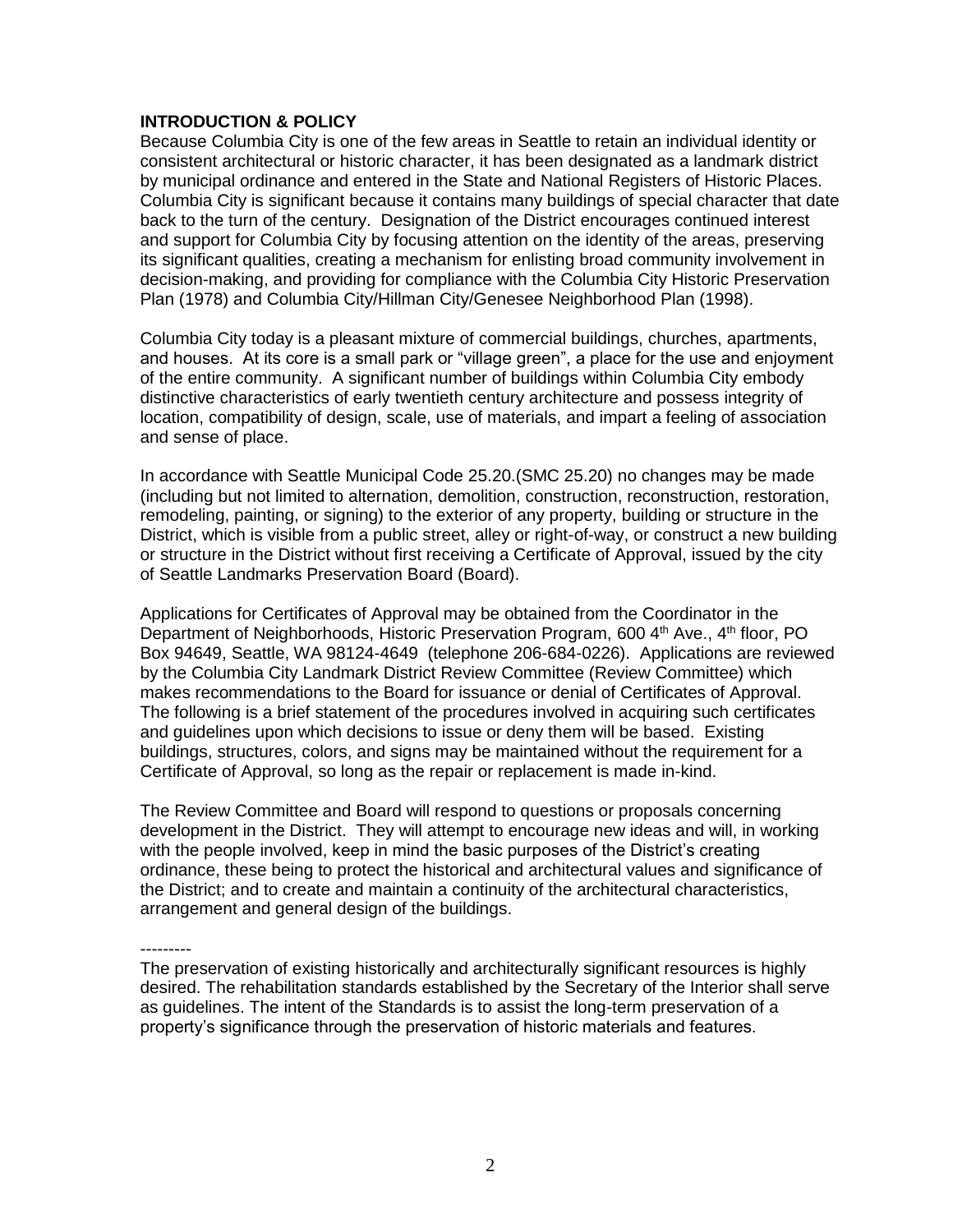**INTRODUCTION & POLICY**

Because Columbia City is one of the few areas in Seattle to retain an individual identity or consistent architectural or historic character, it has been designated as a landmark district by municipal ordinance and entered in the State and National Registers of Historic Places. Columbia City is significant because it contains many buildings of special character that date back to the turn of the century. Designation of the District encourages continued interest and support for Columbia City by focusing attention on the identity of the areas, preserving its significant qualities, creating a mechanism for enlisting broad community involvement in decision-making, and providing for compliance with the Columbia City Historic Preservation Plan (1978) and Columbia City/Hillman City/Genesee Neighborhood Plan (1998).

Columbia City today is a pleasant mixture of commercial buildings, churches, apartments, and houses. At its core is a small park or "village green", a place for the use and enjoyment of the entire community. A significant number of buildings within Columbia City embody distinctive characteristics of early twentieth century architecture and possess integrity of location, compatibility of design, scale, use of materials, and impart a feeling of association and sense of place.

In accordance with Seattle Municipal Code 25.20.(SMC 25.20) no changes may be made (including but not limited to alternation, demolition, construction, reconstruction, restoration, remodeling, painting, or signing) to the exterior of any property, building or structure in the District, which is visible from a public street, alley or right-of-way, or construct a new building or structure in the District without first receiving a Certificate of Approval, issued by the city of Seattle Landmarks Preservation Board (Board).

Applications for Certificates of Approval may be obtained from the Coordinator in the Department of Neighborhoods, Historic Preservation Program, 600 4th Ave., 4th floor, PO Box 94649, Seattle, WA 98124-4649 (telephone 206-684-0226). Applications are reviewed by the Columbia City Landmark District Review Committee (Review Committee) which makes recommendations to the Board for issuance or denial of Certificates of Approval. The following is a brief statement of the procedures involved in acquiring such certificates and guidelines upon which decisions to issue or deny them will be based. Existing buildings, structures, colors, and signs may be maintained without the requirement for a Certificate of Approval, so long as the repair or replacement is made in-kind.

The Review Committee and Board will respond to questions or proposals concerning development in the District. They will attempt to encourage new ideas and will, in working with the people involved, keep in mind the basic purposes of the District's creating ordinance, these being to protect the historical and architectural values and significance of the District; and to create and maintain a continuity of the architectural characteristics, arrangement and general design of the buildings.

---------

The preservation of existing historically and architecturally significant resources is highly desired. The rehabilitation standards established by the Secretary of the Interior shall serve as guidelines. The intent of the Standards is to assist the long-term preservation of a property's significance through the preservation of historic materials and features.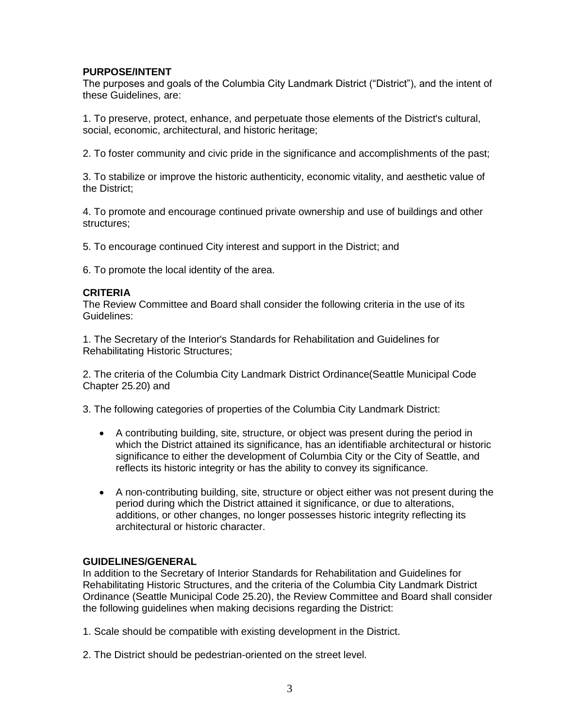**PURPOSE/INTENT**

The purposes and goals of the Columbia City Landmark District ("District"), and the intent of these Guidelines, are:

1. To preserve, protect, enhance, and perpetuate those elements of the District's cultural, social, economic, architectural, and historic heritage;

2. To foster community and civic pride in the significance and accomplishments of the past;

3. To stabilize or improve the historic authenticity, economic vitality, and aesthetic value of the District;

4. To promote and encourage continued private ownership and use of buildings and other structures;

5. To encourage continued City interest and support in the District; and

6. To promote the local identity of the area.

**CRITERIA**

The Review Committee and Board shall consider the following criteria in the use of its Guidelines:

1. The Secretary of the Interior's Standards for Rehabilitation and Guidelines for Rehabilitating Historic Structures;

2. The criteria of the Columbia City Landmark District Ordinance(Seattle Municipal Code Chapter 25.20) and

3. The following categories of properties of the Columbia City Landmark District:

- A contributing building, site, structure, or object was present during the period in which the District attained its significance, has an identifiable architectural or historic significance to either the development of Columbia City or the City of Seattle, and reflects its historic integrity or has the ability to convey its significance.

- A non-contributing building, site, structure or object either was not present during the period during which the District attained it significance, or due to alterations, additions, or other changes, no longer possesses historic integrity reflecting its architectural or historic character.

**GUIDELINES/GENERAL**

In addition to the Secretary of Interior Standards for Rehabilitation and Guidelines for Rehabilitating Historic Structures, and the criteria of the Columbia City Landmark District Ordinance (Seattle Municipal Code 25.20), the Review Committee and Board shall consider the following guidelines when making decisions regarding the District:

1. Scale should be compatible with existing development in the District.

2. The District should be pedestrian-oriented on the street level.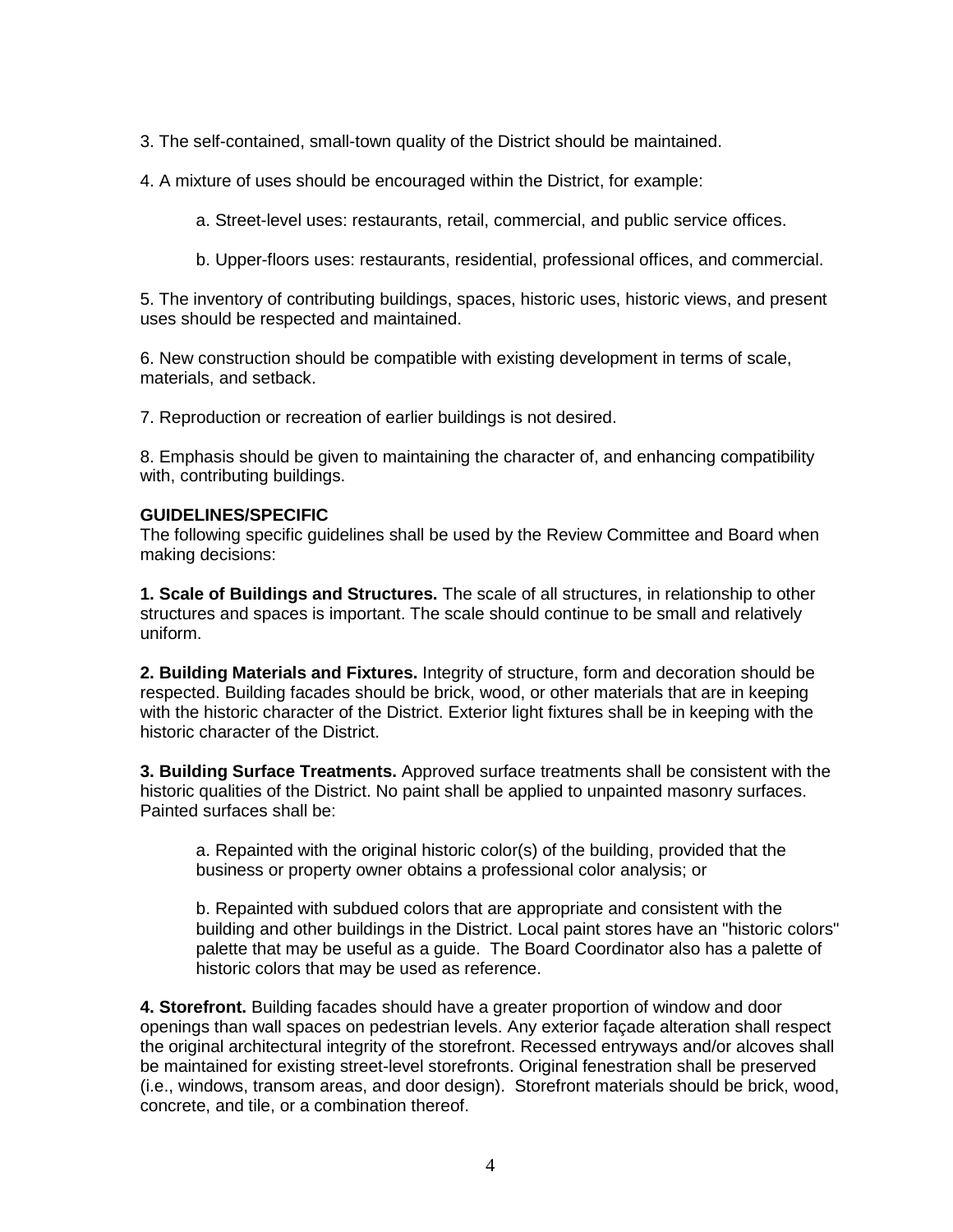3. The self-contained, small-town quality of the District should be maintained.

4. A mixture of uses should be encouraged within the District, for example:

   a. Street-level uses: restaurants, retail, commercial, and public service offices.

   b. Upper-floors uses: restaurants, residential, professional offices, and commercial.

5. The inventory of contributing buildings, spaces, historic uses, historic views, and present uses should be respected and maintained.

6. New construction should be compatible with existing development in terms of scale, materials, and setback.

7. Reproduction or recreation of earlier buildings is not desired.

8. Emphasis should be given to maintaining the character of, and enhancing compatibility with, contributing buildings.

**GUIDELINES/SPECIFIC**
The following specific guidelines shall be used by the Review Committee and Board when making decisions:

**1. Scale of Buildings and Structures.** The scale of all structures, in relationship to other structures and spaces is important. The scale should continue to be small and relatively uniform.

**2. Building Materials and Fixtures.** Integrity of structure, form and decoration should be respected. Building facades should be brick, wood, or other materials that are in keeping with the historic character of the District. Exterior light fixtures shall be in keeping with the historic character of the District.

**3. Building Surface Treatments.** Approved surface treatments shall be consistent with the historic qualities of the District. No paint shall be applied to unpainted masonry surfaces. Painted surfaces shall be:

   a. Repainted with the original historic color(s) of the building, provided that the business or property owner obtains a professional color analysis; or

   b. Repainted with subdued colors that are appropriate and consistent with the building and other buildings in the District. Local paint stores have an "historic colors" palette that may be useful as a guide. The Board Coordinator also has a palette of historic colors that may be used as reference.

**4. Storefront.** Building facades should have a greater proportion of window and door openings than wall spaces on pedestrian levels. Any exterior façade alteration shall respect the original architectural integrity of the storefront. Recessed entryways and/or alcoves shall be maintained for existing street-level storefronts. Original fenestration shall be preserved (i.e., windows, transom areas, and door design). Storefront materials should be brick, wood, concrete, and tile, or a combination thereof.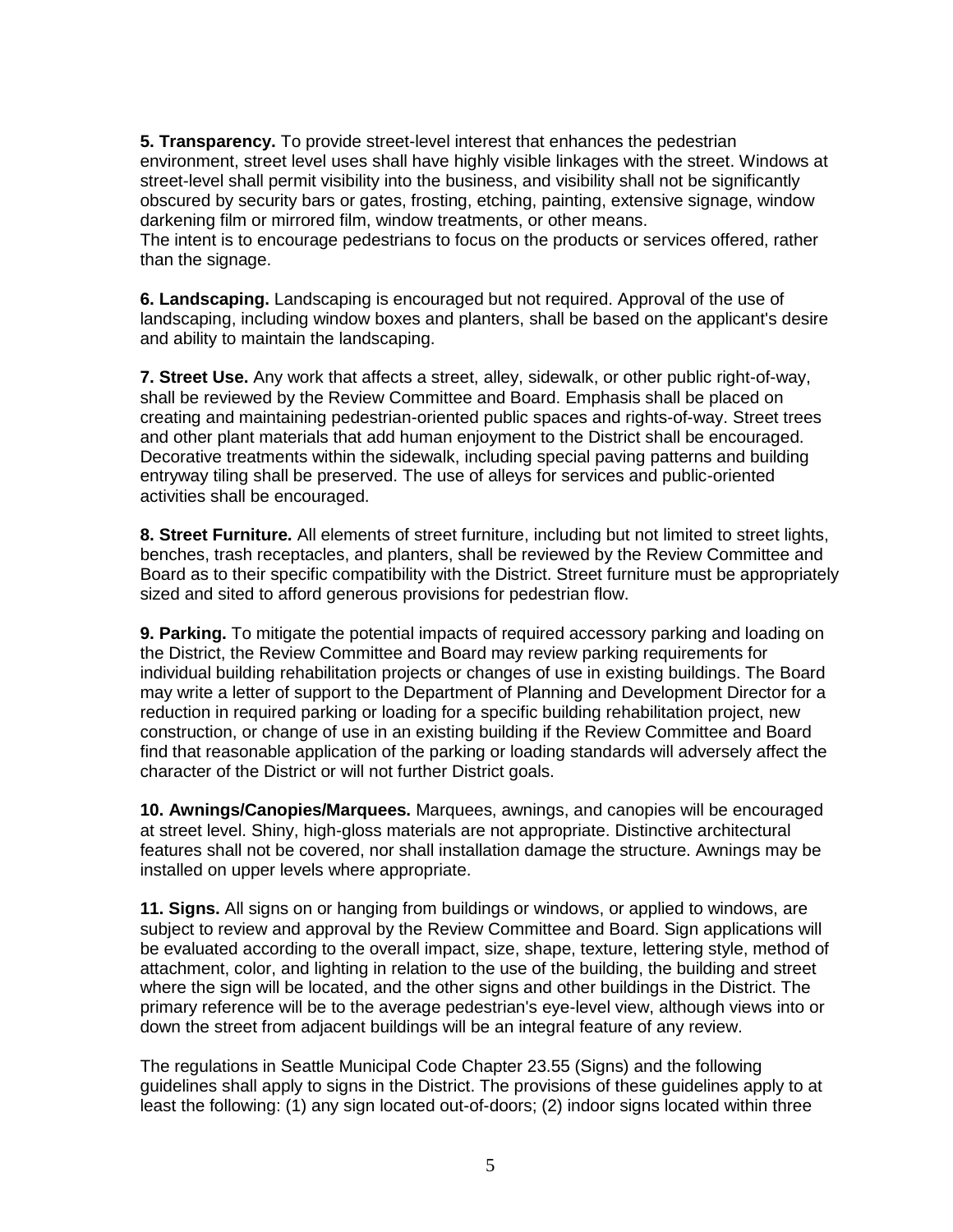**5. Transparency.** To provide street-level interest that enhances the pedestrian environment, street level uses shall have highly visible linkages with the street. Windows at street-level shall permit visibility into the business, and visibility shall not be significantly obscured by security bars or gates, frosting, etching, painting, extensive signage, window darkening film or mirrored film, window treatments, or other means.
The intent is to encourage pedestrians to focus on the products or services offered, rather than the signage.

**6. Landscaping.** Landscaping is encouraged but not required. Approval of the use of landscaping, including window boxes and planters, shall be based on the applicant's desire and ability to maintain the landscaping.

**7. Street Use.** Any work that affects a street, alley, sidewalk, or other public right-of-way, shall be reviewed by the Review Committee and Board. Emphasis shall be placed on creating and maintaining pedestrian-oriented public spaces and rights-of-way. Street trees and other plant materials that add human enjoyment to the District shall be encouraged. Decorative treatments within the sidewalk, including special paving patterns and building entryway tiling shall be preserved. The use of alleys for services and public-oriented activities shall be encouraged.

**8. Street Furniture.** All elements of street furniture, including but not limited to street lights, benches, trash receptacles, and planters, shall be reviewed by the Review Committee and Board as to their specific compatibility with the District. Street furniture must be appropriately sized and sited to afford generous provisions for pedestrian flow.

**9. Parking.** To mitigate the potential impacts of required accessory parking and loading on the District, the Review Committee and Board may review parking requirements for individual building rehabilitation projects or changes of use in existing buildings. The Board may write a letter of support to the Department of Planning and Development Director for a reduction in required parking or loading for a specific building rehabilitation project, new construction, or change of use in an existing building if the Review Committee and Board find that reasonable application of the parking or loading standards will adversely affect the character of the District or will not further District goals.

**10. Awnings/Canopies/Marquees.** Marquees, awnings, and canopies will be encouraged at street level. Shiny, high-gloss materials are not appropriate. Distinctive architectural features shall not be covered, nor shall installation damage the structure. Awnings may be installed on upper levels where appropriate.

**11. Signs.** All signs on or hanging from buildings or windows, or applied to windows, are subject to review and approval by the Review Committee and Board. Sign applications will be evaluated according to the overall impact, size, shape, texture, lettering style, method of attachment, color, and lighting in relation to the use of the building, the building and street where the sign will be located, and the other signs and other buildings in the District. The primary reference will be to the average pedestrian's eye-level view, although views into or down the street from adjacent buildings will be an integral feature of any review.

The regulations in Seattle Municipal Code Chapter 23.55 (Signs) and the following guidelines shall apply to signs in the District. The provisions of these guidelines apply to at least the following: (1) any sign located out-of-doors; (2) indoor signs located within three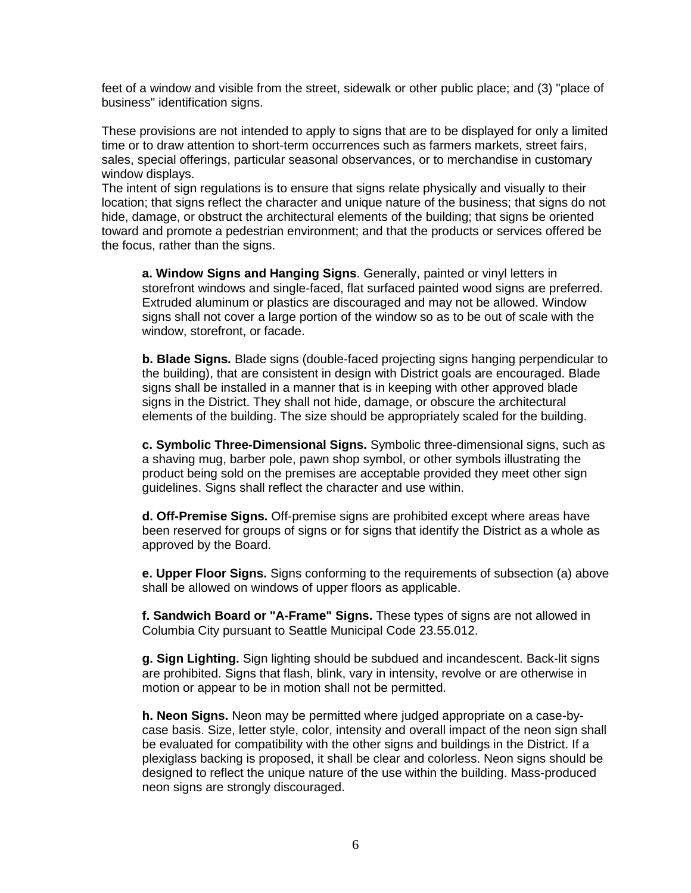feet of a window and visible from the street, sidewalk or other public place; and (3) "place of business" identification signs.

These provisions are not intended to apply to signs that are to be displayed for only a limited time or to draw attention to short-term occurrences such as farmers markets, street fairs, sales, special offerings, particular seasonal observances, or to merchandise in customary window displays.
The intent of sign regulations is to ensure that signs relate physically and visually to their location; that signs reflect the character and unique nature of the business; that signs do not hide, damage, or obstruct the architectural elements of the building; that signs be oriented toward and promote a pedestrian environment; and that the products or services offered be the focus, rather than the signs.

**a. Window Signs and Hanging Signs**. Generally, painted or vinyl letters in storefront windows and single-faced, flat surfaced painted wood signs are preferred. Extruded aluminum or plastics are discouraged and may not be allowed. Window signs shall not cover a large portion of the window so as to be out of scale with the window, storefront, or facade.

**b. Blade Signs.** Blade signs (double-faced projecting signs hanging perpendicular to the building), that are consistent in design with District goals are encouraged. Blade signs shall be installed in a manner that is in keeping with other approved blade signs in the District. They shall not hide, damage, or obscure the architectural elements of the building. The size should be appropriately scaled for the building.

**c. Symbolic Three-Dimensional Signs.** Symbolic three-dimensional signs, such as a shaving mug, barber pole, pawn shop symbol, or other symbols illustrating the product being sold on the premises are acceptable provided they meet other sign guidelines. Signs shall reflect the character and use within.

**d. Off-Premise Signs.** Off-premise signs are prohibited except where areas have been reserved for groups of signs or for signs that identify the District as a whole as approved by the Board.

**e. Upper Floor Signs.** Signs conforming to the requirements of subsection (a) above shall be allowed on windows of upper floors as applicable.

**f. Sandwich Board or "A-Frame" Signs.** These types of signs are not allowed in Columbia City pursuant to Seattle Municipal Code 23.55.012.

**g. Sign Lighting.** Sign lighting should be subdued and incandescent. Back-lit signs are prohibited. Signs that flash, blink, vary in intensity, revolve or are otherwise in motion or appear to be in motion shall not be permitted.

**h. Neon Signs.** Neon may be permitted where judged appropriate on a case-by-case basis. Size, letter style, color, intensity and overall impact of the neon sign shall be evaluated for compatibility with the other signs and buildings in the District. If a plexiglass backing is proposed, it shall be clear and colorless. Neon signs should be designed to reflect the unique nature of the use within the building. Mass-produced neon signs are strongly discouraged.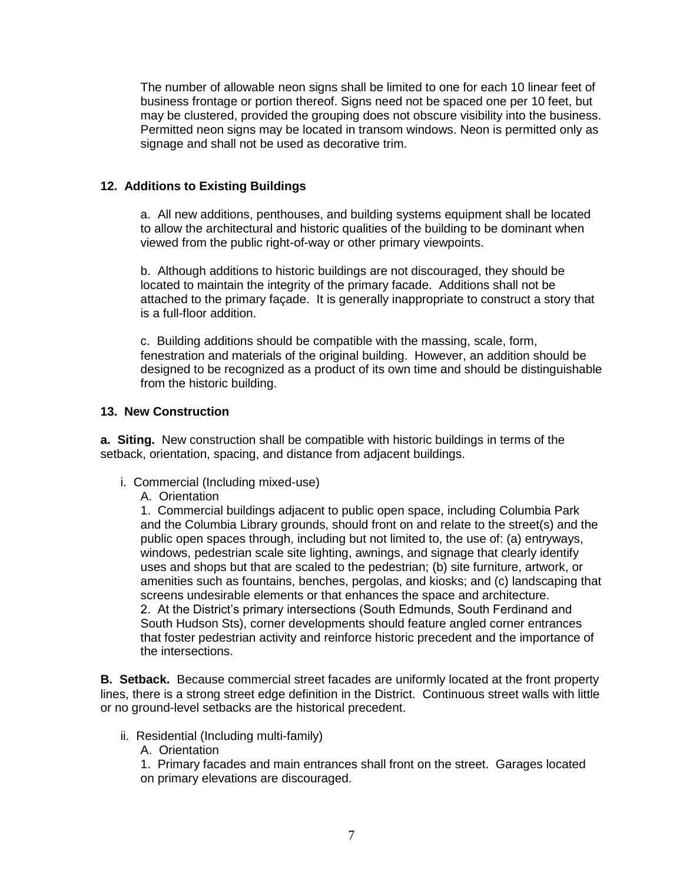The number of allowable neon signs shall be limited to one for each 10 linear feet of business frontage or portion thereof. Signs need not be spaced one per 10 feet, but may be clustered, provided the grouping does not obscure visibility into the business. Permitted neon signs may be located in transom windows. Neon is permitted only as signage and shall not be used as decorative trim.

**12. Additions to Existing Buildings**

a. All new additions, penthouses, and building systems equipment shall be located to allow the architectural and historic qualities of the building to be dominant when viewed from the public right-of-way or other primary viewpoints.

b. Although additions to historic buildings are not discouraged, they should be located to maintain the integrity of the primary facade. Additions shall not be attached to the primary façade. It is generally inappropriate to construct a story that is a full-floor addition.

c. Building additions should be compatible with the massing, scale, form, fenestration and materials of the original building. However, an addition should be designed to be recognized as a product of its own time and should be distinguishable from the historic building.

**13. New Construction**

**a. Siting.** New construction shall be compatible with historic buildings in terms of the setback, orientation, spacing, and distance from adjacent buildings.

i. Commercial (Including mixed-use)

A. Orientation

1. Commercial buildings adjacent to public open space, including Columbia Park and the Columbia Library grounds, should front on and relate to the street(s) and the public open spaces through, including but not limited to, the use of: (a) entryways, windows, pedestrian scale site lighting, awnings, and signage that clearly identify uses and shops but that are scaled to the pedestrian; (b) site furniture, artwork, or amenities such as fountains, benches, pergolas, and kiosks; and (c) landscaping that screens undesirable elements or that enhances the space and architecture.

2. At the District's primary intersections (South Edmunds, South Ferdinand and South Hudson Sts), corner developments should feature angled corner entrances that foster pedestrian activity and reinforce historic precedent and the importance of the intersections.

**B. Setback.** Because commercial street facades are uniformly located at the front property lines, there is a strong street edge definition in the District. Continuous street walls with little or no ground-level setbacks are the historical precedent.

ii. Residential (Including multi-family)

A. Orientation

1. Primary facades and main entrances shall front on the street. Garages located on primary elevations are discouraged.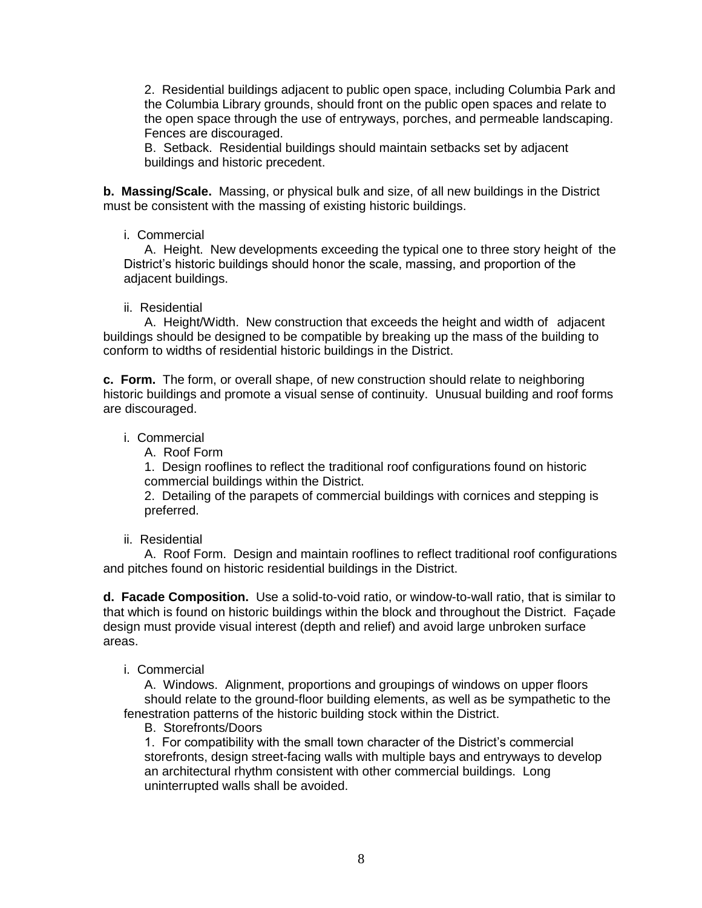2. Residential buildings adjacent to public open space, including Columbia Park and the Columbia Library grounds, should front on the public open spaces and relate to the open space through the use of entryways, porches, and permeable landscaping. Fences are discouraged.

B. Setback. Residential buildings should maintain setbacks set by adjacent buildings and historic precedent.

**b. Massing/Scale.** Massing, or physical bulk and size, of all new buildings in the District must be consistent with the massing of existing historic buildings.

i. Commercial

A. Height. New developments exceeding the typical one to three story height of the District's historic buildings should honor the scale, massing, and proportion of the adjacent buildings.

ii. Residential

A. Height/Width. New construction that exceeds the height and width of adjacent buildings should be designed to be compatible by breaking up the mass of the building to conform to widths of residential historic buildings in the District.

**c. Form.** The form, or overall shape, of new construction should relate to neighboring historic buildings and promote a visual sense of continuity. Unusual building and roof forms are discouraged.

i. Commercial

A. Roof Form

1. Design rooflines to reflect the traditional roof configurations found on historic commercial buildings within the District.

2. Detailing of the parapets of commercial buildings with cornices and stepping is preferred.

ii. Residential

A. Roof Form. Design and maintain rooflines to reflect traditional roof configurations and pitches found on historic residential buildings in the District.

**d. Facade Composition.** Use a solid-to-void ratio, or window-to-wall ratio, that is similar to that which is found on historic buildings within the block and throughout the District. Façade design must provide visual interest (depth and relief) and avoid large unbroken surface areas.

i. Commercial

A. Windows. Alignment, proportions and groupings of windows on upper floors should relate to the ground-floor building elements, as well as be sympathetic to the fenestration patterns of the historic building stock within the District.

B. Storefronts/Doors

1. For compatibility with the small town character of the District's commercial storefronts, design street-facing walls with multiple bays and entryways to develop an architectural rhythm consistent with other commercial buildings. Long uninterrupted walls shall be avoided.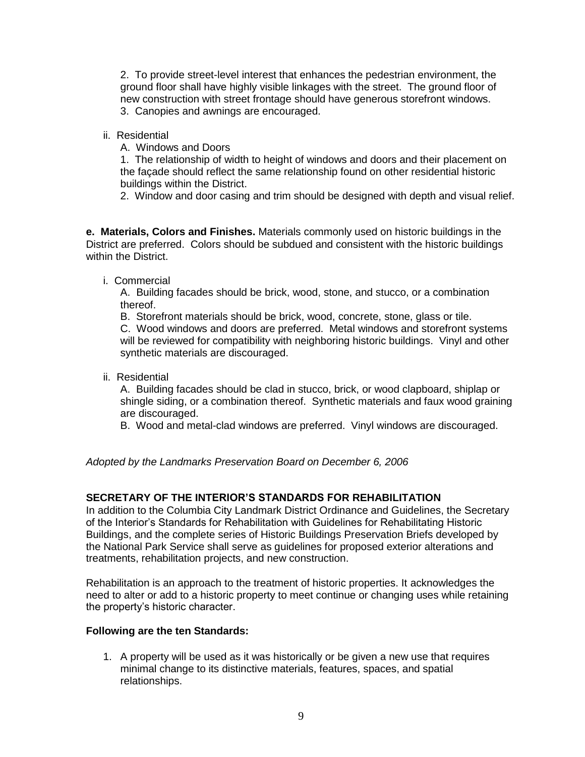2. To provide street-level interest that enhances the pedestrian environment, the ground floor shall have highly visible linkages with the street. The ground floor of new construction with street frontage should have generous storefront windows.
3. Canopies and awnings are encouraged.

ii. Residential

A. Windows and Doors

1. The relationship of width to height of windows and doors and their placement on the façade should reflect the same relationship found on other residential historic buildings within the District.
2. Window and door casing and trim should be designed with depth and visual relief.

**e. Materials, Colors and Finishes.** Materials commonly used on historic buildings in the District are preferred. Colors should be subdued and consistent with the historic buildings within the District.

i. Commercial

A. Building facades should be brick, wood, stone, and stucco, or a combination thereof.

B. Storefront materials should be brick, wood, concrete, stone, glass or tile.

C. Wood windows and doors are preferred. Metal windows and storefront systems will be reviewed for compatibility with neighboring historic buildings. Vinyl and other synthetic materials are discouraged.

ii. Residential

A. Building facades should be clad in stucco, brick, or wood clapboard, shiplap or shingle siding, or a combination thereof. Synthetic materials and faux wood graining are discouraged.

B. Wood and metal-clad windows are preferred. Vinyl windows are discouraged.

*Adopted by the Landmarks Preservation Board on December 6, 2006*

## SECRETARY OF THE INTERIOR'S STANDARDS FOR REHABILITATION

In addition to the Columbia City Landmark District Ordinance and Guidelines, the Secretary of the Interior's Standards for Rehabilitation with Guidelines for Rehabilitating Historic Buildings, and the complete series of Historic Buildings Preservation Briefs developed by the National Park Service shall serve as guidelines for proposed exterior alterations and treatments, rehabilitation projects, and new construction.

Rehabilitation is an approach to the treatment of historic properties. It acknowledges the need to alter or add to a historic property to meet continue or changing uses while retaining the property's historic character.

**Following are the ten Standards:**

1. A property will be used as it was historically or be given a new use that requires minimal change to its distinctive materials, features, spaces, and spatial relationships.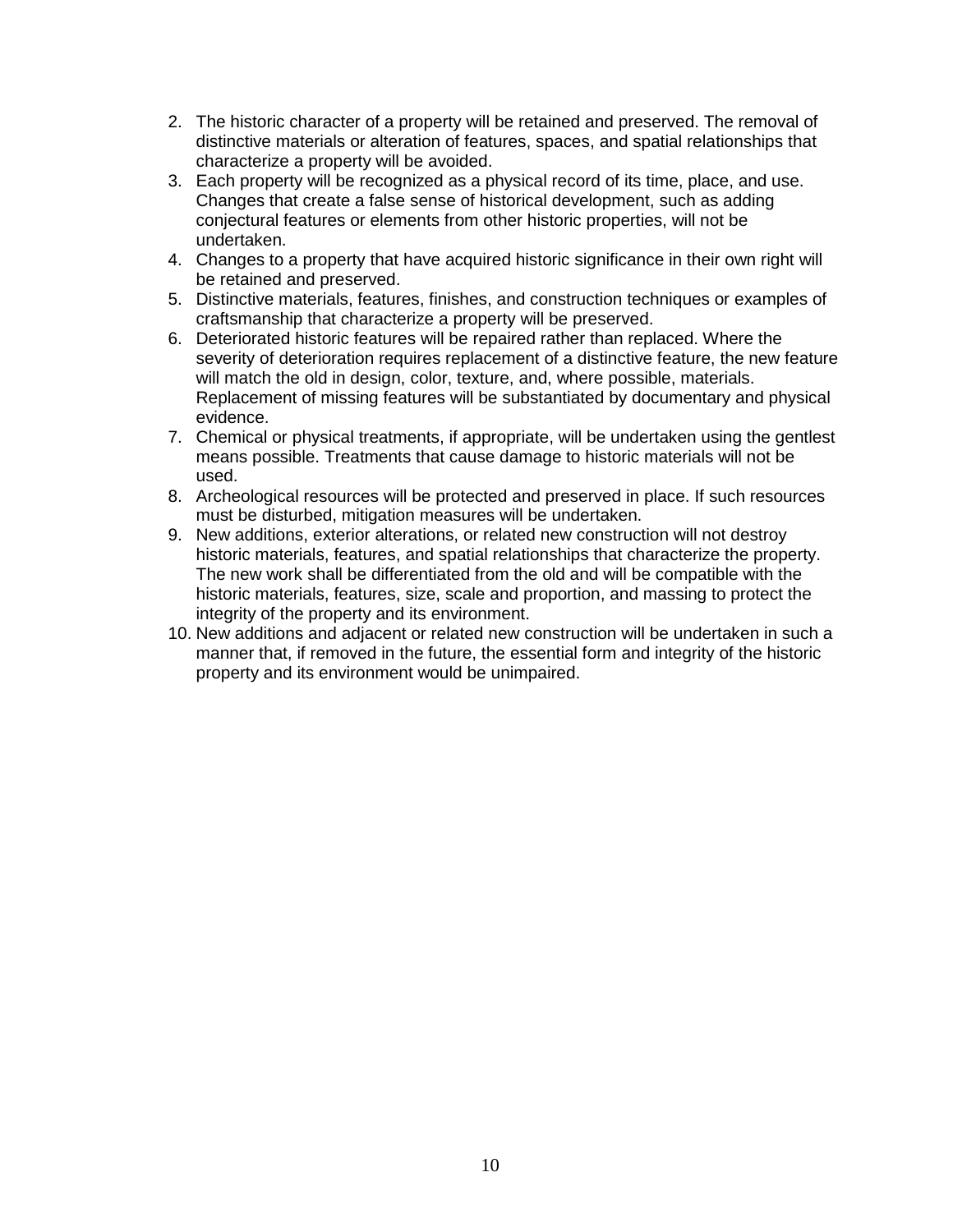2. The historic character of a property will be retained and preserved. The removal of distinctive materials or alteration of features, spaces, and spatial relationships that characterize a property will be avoided.
3. Each property will be recognized as a physical record of its time, place, and use. Changes that create a false sense of historical development, such as adding conjectural features or elements from other historic properties, will not be undertaken.
4. Changes to a property that have acquired historic significance in their own right will be retained and preserved.
5. Distinctive materials, features, finishes, and construction techniques or examples of craftsmanship that characterize a property will be preserved.
6. Deteriorated historic features will be repaired rather than replaced. Where the severity of deterioration requires replacement of a distinctive feature, the new feature will match the old in design, color, texture, and, where possible, materials. Replacement of missing features will be substantiated by documentary and physical evidence.
7. Chemical or physical treatments, if appropriate, will be undertaken using the gentlest means possible. Treatments that cause damage to historic materials will not be used.
8. Archeological resources will be protected and preserved in place. If such resources must be disturbed, mitigation measures will be undertaken.
9. New additions, exterior alterations, or related new construction will not destroy historic materials, features, and spatial relationships that characterize the property. The new work shall be differentiated from the old and will be compatible with the historic materials, features, size, scale and proportion, and massing to protect the integrity of the property and its environment.
10. New additions and adjacent or related new construction will be undertaken in such a manner that, if removed in the future, the essential form and integrity of the historic property and its environment would be unimpaired.